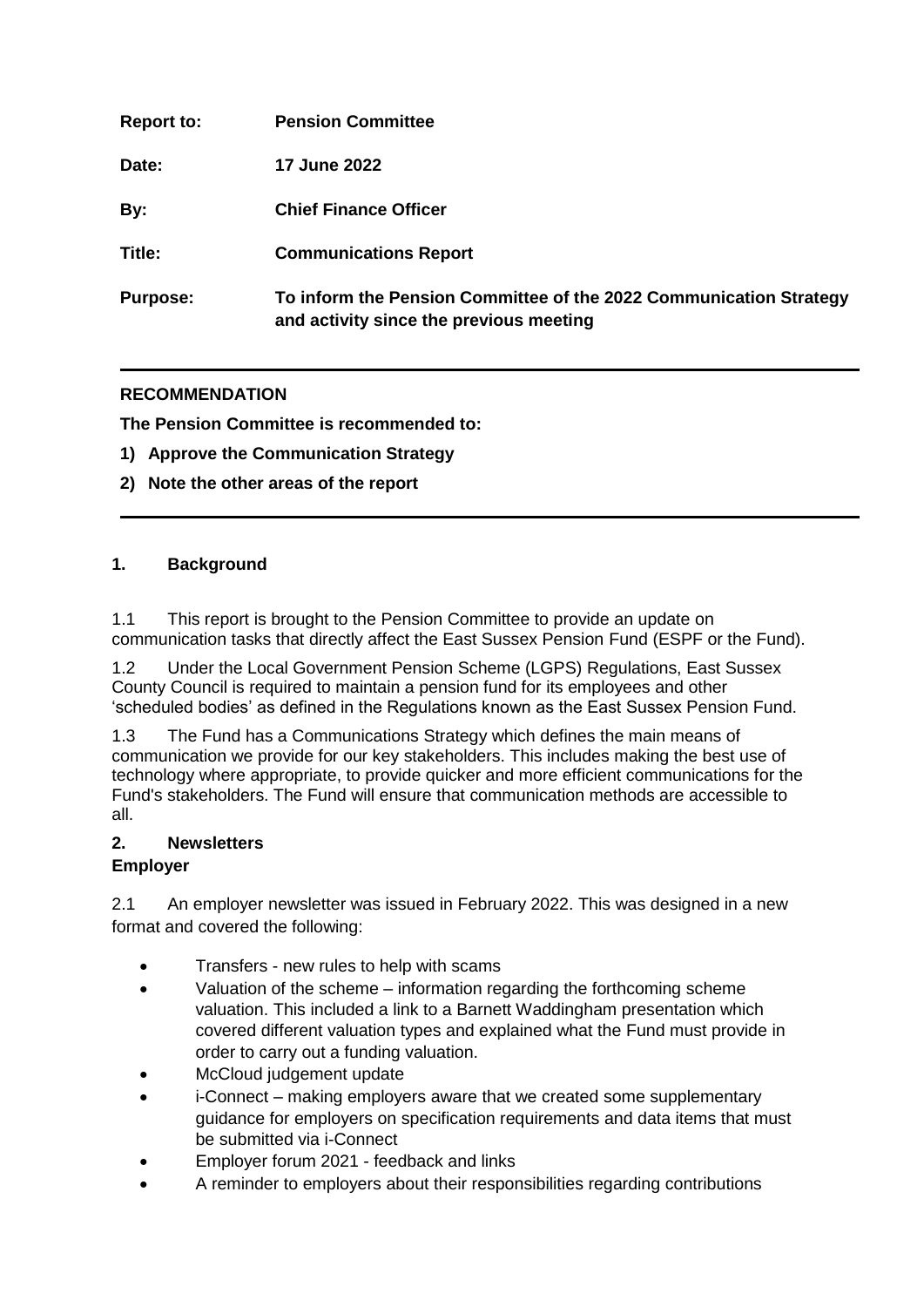| | |
|---|---|
| **Report to:** | **Pension Committee** |
| **Date:** | **17 June 2022** |
| **By:** | **Chief Finance Officer** |
| **Title:** | **Communications Report** |
| **Purpose:** | **To inform the Pension Committee of the 2022 Communication Strategy and activity since the previous meeting** |

---

**RECOMMENDATION**

**The Pension Committee is recommended to:**

1) **Approve the Communication Strategy**
2) **Note the other areas of the report**

---

## 1. Background

1.1 This report is brought to the Pension Committee to provide an update on communication tasks that directly affect the East Sussex Pension Fund (ESPF or the Fund).

1.2 Under the Local Government Pension Scheme (LGPS) Regulations, East Sussex County Council is required to maintain a pension fund for its employees and other 'scheduled bodies' as defined in the Regulations known as the East Sussex Pension Fund.

1.3 The Fund has a Communications Strategy which defines the main means of communication we provide for our key stakeholders. This includes making the best use of technology where appropriate, to provide quicker and more efficient communications for the Fund's stakeholders. The Fund will ensure that communication methods are accessible to all.

## 2. Newsletters

### Employer

2.1 An employer newsletter was issued in February 2022. This was designed in a new format and covered the following:

- Transfers - new rules to help with scams
- Valuation of the scheme – information regarding the forthcoming scheme valuation. This included a link to a Barnett Waddingham presentation which covered different valuation types and explained what the Fund must provide in order to carry out a funding valuation.
- McCloud judgement update
- i-Connect – making employers aware that we created some supplementary guidance for employers on specification requirements and data items that must be submitted via i-Connect
- Employer forum 2021 - feedback and links
- A reminder to employers about their responsibilities regarding contributions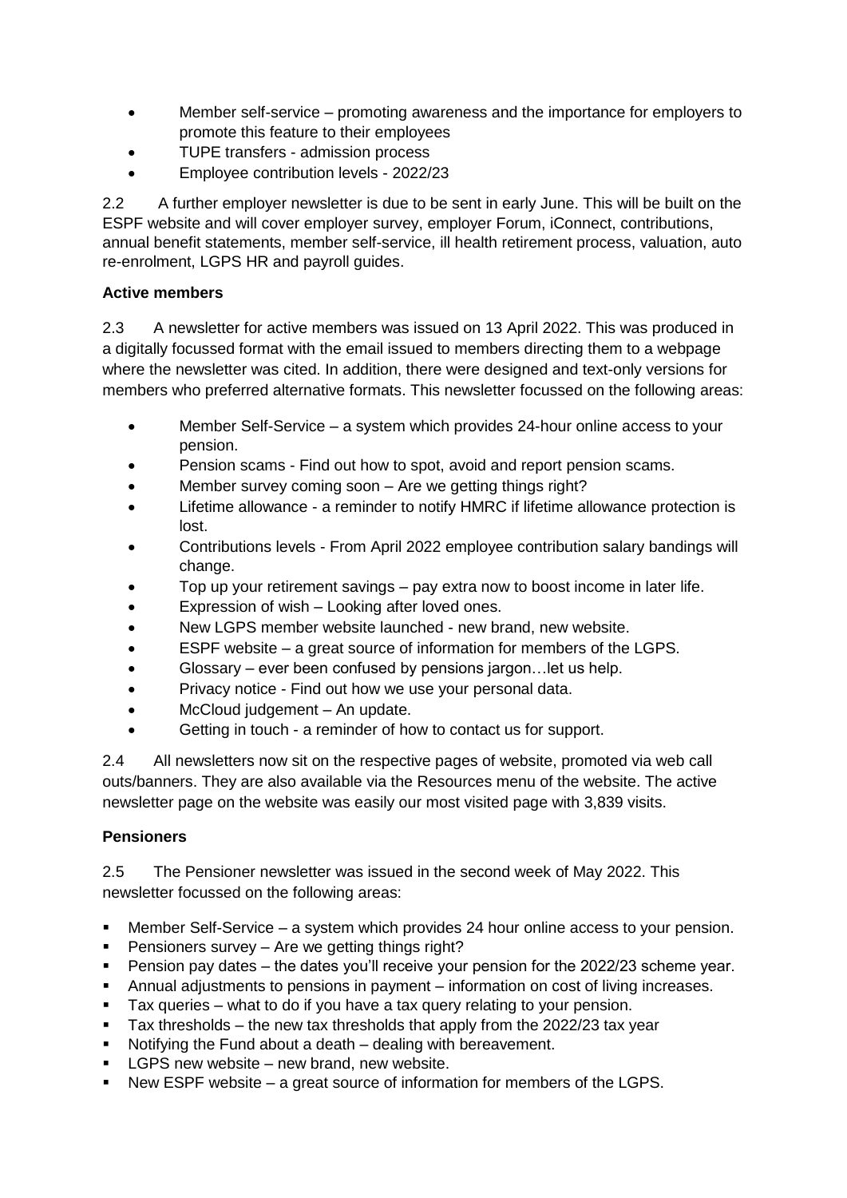- Member self-service – promoting awareness and the importance for employers to promote this feature to their employees
- TUPE transfers - admission process
- Employee contribution levels - 2022/23

2.2 A further employer newsletter is due to be sent in early June. This will be built on the ESPF website and will cover employer survey, employer Forum, iConnect, contributions, annual benefit statements, member self-service, ill health retirement process, valuation, auto re-enrolment, LGPS HR and payroll guides.

**Active members**

2.3 A newsletter for active members was issued on 13 April 2022. This was produced in a digitally focussed format with the email issued to members directing them to a webpage where the newsletter was cited. In addition, there were designed and text-only versions for members who preferred alternative formats. This newsletter focussed on the following areas:

- Member Self-Service – a system which provides 24-hour online access to your pension.
- Pension scams - Find out how to spot, avoid and report pension scams.
- Member survey coming soon – Are we getting things right?
- Lifetime allowance - a reminder to notify HMRC if lifetime allowance protection is lost.
- Contributions levels - From April 2022 employee contribution salary bandings will change.
- Top up your retirement savings – pay extra now to boost income in later life.
- Expression of wish – Looking after loved ones.
- New LGPS member website launched - new brand, new website.
- ESPF website – a great source of information for members of the LGPS.
- Glossary – ever been confused by pensions jargon…let us help.
- Privacy notice - Find out how we use your personal data.
- McCloud judgement – An update.
- Getting in touch - a reminder of how to contact us for support.

2.4 All newsletters now sit on the respective pages of website, promoted via web call outs/banners. They are also available via the Resources menu of the website. The active newsletter page on the website was easily our most visited page with 3,839 visits.

**Pensioners**

2.5 The Pensioner newsletter was issued in the second week of May 2022. This newsletter focussed on the following areas:

- Member Self-Service – a system which provides 24 hour online access to your pension.
- Pensioners survey – Are we getting things right?
- Pension pay dates – the dates you'll receive your pension for the 2022/23 scheme year.
- Annual adjustments to pensions in payment – information on cost of living increases.
- Tax queries – what to do if you have a tax query relating to your pension.
- Tax thresholds – the new tax thresholds that apply from the 2022/23 tax year
- Notifying the Fund about a death – dealing with bereavement.
- LGPS new website – new brand, new website.
- New ESPF website – a great source of information for members of the LGPS.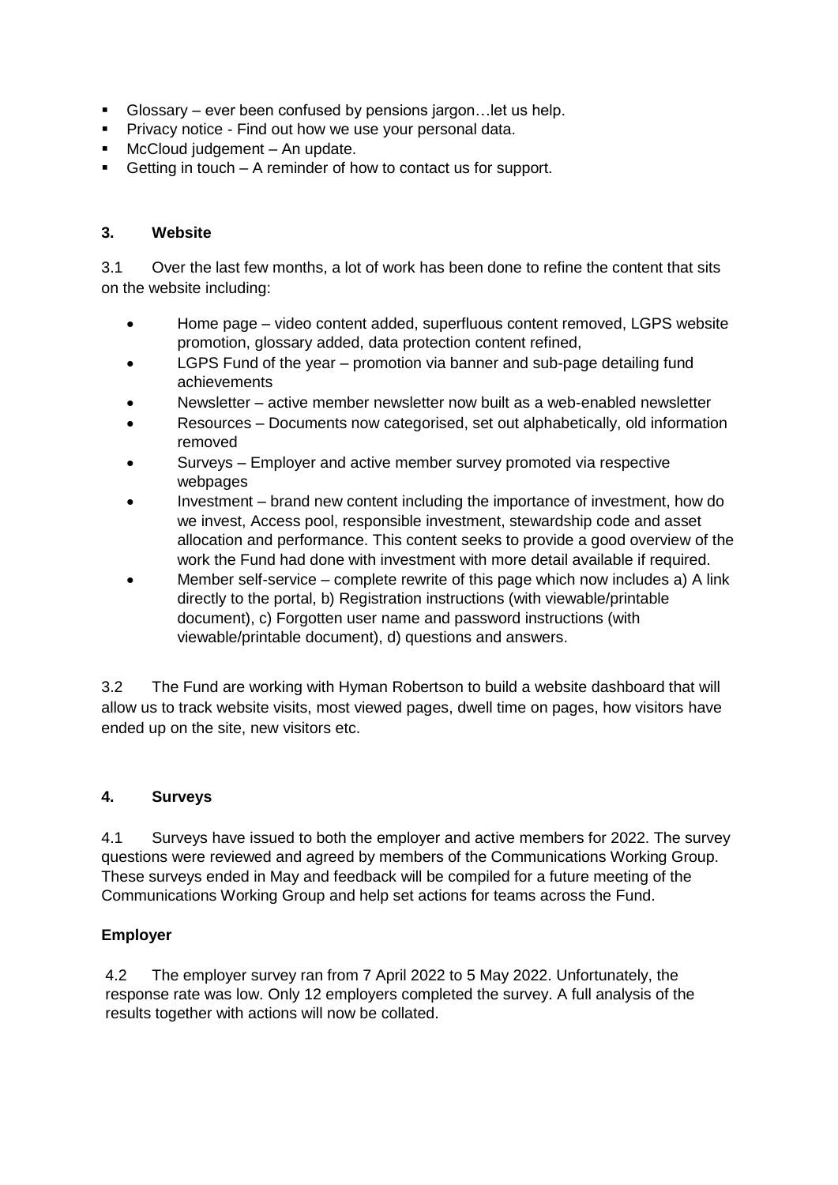- Glossary – ever been confused by pensions jargon…let us help.
- Privacy notice - Find out how we use your personal data.
- McCloud judgement – An update.
- Getting in touch – A reminder of how to contact us for support.

## 3. Website

3.1 Over the last few months, a lot of work has been done to refine the content that sits on the website including:

- Home page – video content added, superfluous content removed, LGPS website promotion, glossary added, data protection content refined,
- LGPS Fund of the year – promotion via banner and sub-page detailing fund achievements
- Newsletter – active member newsletter now built as a web-enabled newsletter
- Resources – Documents now categorised, set out alphabetically, old information removed
- Surveys – Employer and active member survey promoted via respective webpages
- Investment – brand new content including the importance of investment, how do we invest, Access pool, responsible investment, stewardship code and asset allocation and performance. This content seeks to provide a good overview of the work the Fund had done with investment with more detail available if required.
- Member self-service – complete rewrite of this page which now includes a) A link directly to the portal, b) Registration instructions (with viewable/printable document), c) Forgotten user name and password instructions (with viewable/printable document), d) questions and answers.

3.2 The Fund are working with Hyman Robertson to build a website dashboard that will allow us to track website visits, most viewed pages, dwell time on pages, how visitors have ended up on the site, new visitors etc.

## 4. Surveys

4.1 Surveys have issued to both the employer and active members for 2022. The survey questions were reviewed and agreed by members of the Communications Working Group. These surveys ended in May and feedback will be compiled for a future meeting of the Communications Working Group and help set actions for teams across the Fund.

### Employer

4.2 The employer survey ran from 7 April 2022 to 5 May 2022. Unfortunately, the response rate was low. Only 12 employers completed the survey. A full analysis of the results together with actions will now be collated.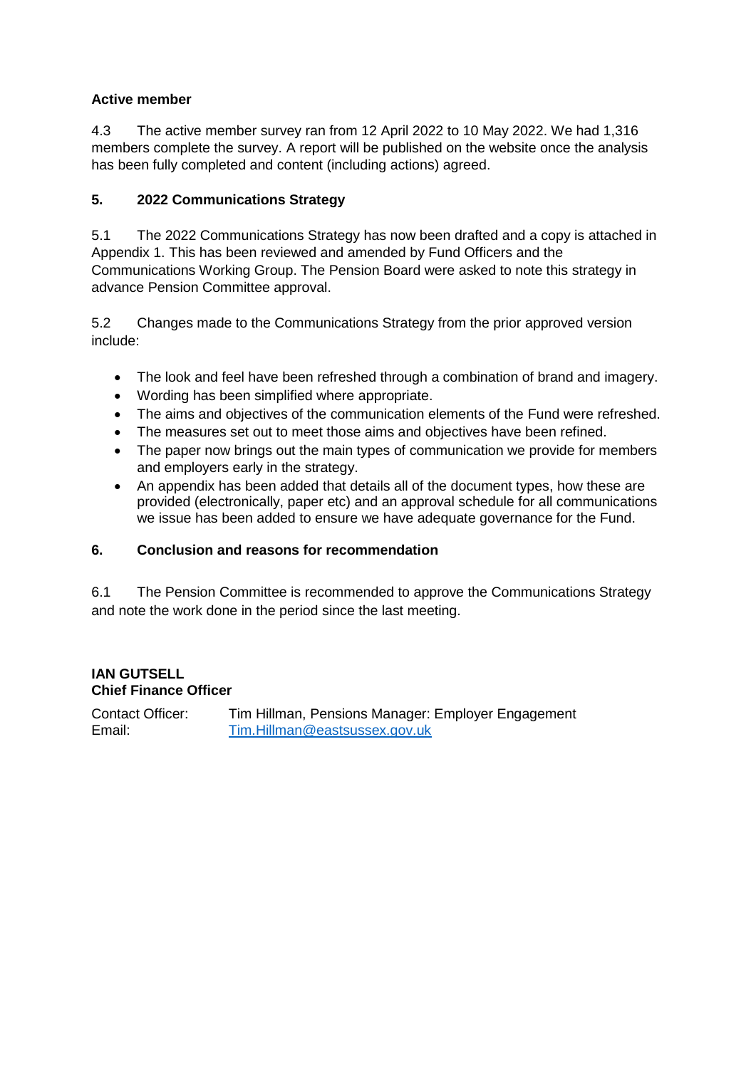**Active member**

4.3 The active member survey ran from 12 April 2022 to 10 May 2022. We had 1,316 members complete the survey. A report will be published on the website once the analysis has been fully completed and content (including actions) agreed.

## 5. 2022 Communications Strategy

5.1 The 2022 Communications Strategy has now been drafted and a copy is attached in Appendix 1. This has been reviewed and amended by Fund Officers and the Communications Working Group. The Pension Board were asked to note this strategy in advance Pension Committee approval.

5.2 Changes made to the Communications Strategy from the prior approved version include:

- The look and feel have been refreshed through a combination of brand and imagery.
- Wording has been simplified where appropriate.
- The aims and objectives of the communication elements of the Fund were refreshed.
- The measures set out to meet those aims and objectives have been refined.
- The paper now brings out the main types of communication we provide for members and employers early in the strategy.
- An appendix has been added that details all of the document types, how these are provided (electronically, paper etc) and an approval schedule for all communications we issue has been added to ensure we have adequate governance for the Fund.

## 6. Conclusion and reasons for recommendation

6.1 The Pension Committee is recommended to approve the Communications Strategy and note the work done in the period since the last meeting.

**IAN GUTSELL**
**Chief Finance Officer**

Contact Officer: Tim Hillman, Pensions Manager: Employer Engagement
Email: Tim.Hillman@eastsussex.gov.uk